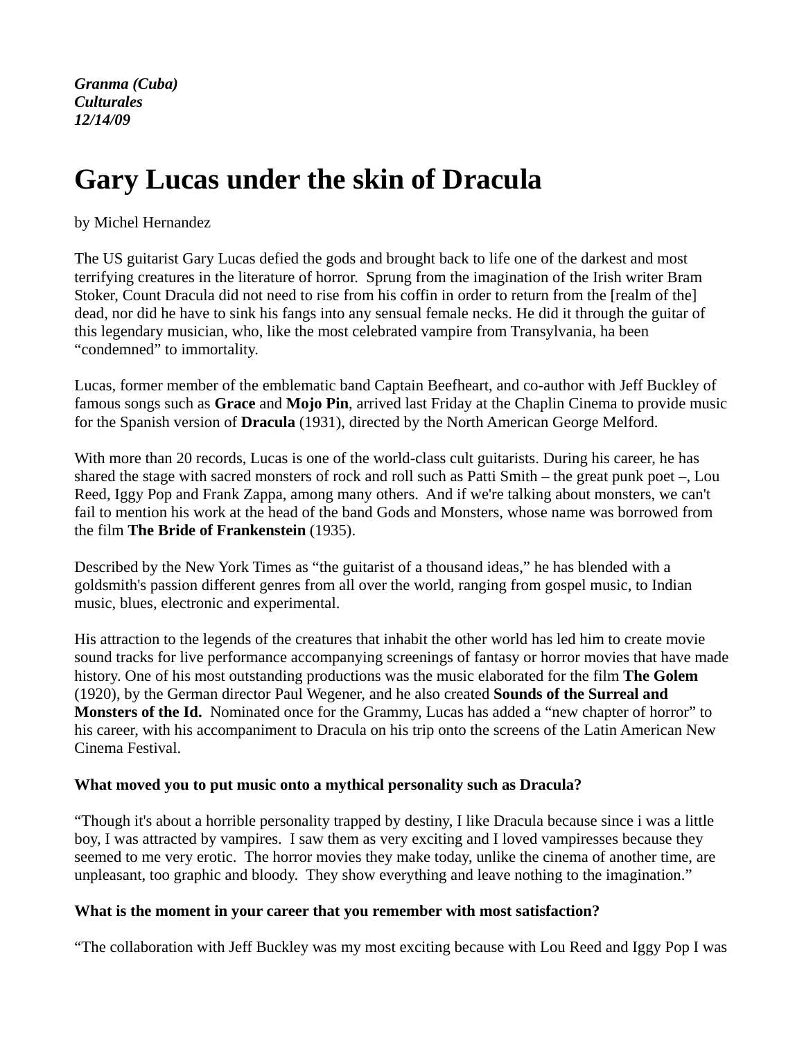***Granma (Cuba)***
***Culturales***
***12/14/09***

# Gary Lucas under the skin of Dracula

by Michel Hernandez

The US guitarist Gary Lucas defied the gods and brought back to life one of the darkest and most terrifying creatures in the literature of horror. Sprung from the imagination of the Irish writer Bram Stoker, Count Dracula did not need to rise from his coffin in order to return from the [realm of the] dead, nor did he have to sink his fangs into any sensual female necks. He did it through the guitar of this legendary musician, who, like the most celebrated vampire from Transylvania, ha been "condemned" to immortality.

Lucas, former member of the emblematic band Captain Beefheart, and co-author with Jeff Buckley of famous songs such as **Grace** and **Mojo Pin**, arrived last Friday at the Chaplin Cinema to provide music for the Spanish version of **Dracula** (1931), directed by the North American George Melford.

With more than 20 records, Lucas is one of the world-class cult guitarists. During his career, he has shared the stage with sacred monsters of rock and roll such as Patti Smith – the great punk poet –, Lou Reed, Iggy Pop and Frank Zappa, among many others. And if we're talking about monsters, we can't fail to mention his work at the head of the band Gods and Monsters, whose name was borrowed from the film **The Bride of Frankenstein** (1935).

Described by the New York Times as "the guitarist of a thousand ideas," he has blended with a goldsmith's passion different genres from all over the world, ranging from gospel music, to Indian music, blues, electronic and experimental.

His attraction to the legends of the creatures that inhabit the other world has led him to create movie sound tracks for live performance accompanying screenings of fantasy or horror movies that have made history. One of his most outstanding productions was the music elaborated for the film **The Golem** (1920), by the German director Paul Wegener, and he also created **Sounds of the Surreal and Monsters of the Id.** Nominated once for the Grammy, Lucas has added a "new chapter of horror" to his career, with his accompaniment to Dracula on his trip onto the screens of the Latin American New Cinema Festival.

**What moved you to put music onto a mythical personality such as Dracula?**

"Though it's about a horrible personality trapped by destiny, I like Dracula because since i was a little boy, I was attracted by vampires. I saw them as very exciting and I loved vampiresses because they seemed to me very erotic. The horror movies they make today, unlike the cinema of another time, are unpleasant, too graphic and bloody. They show everything and leave nothing to the imagination."

**What is the moment in your career that you remember with most satisfaction?**

"The collaboration with Jeff Buckley was my most exciting because with Lou Reed and Iggy Pop I was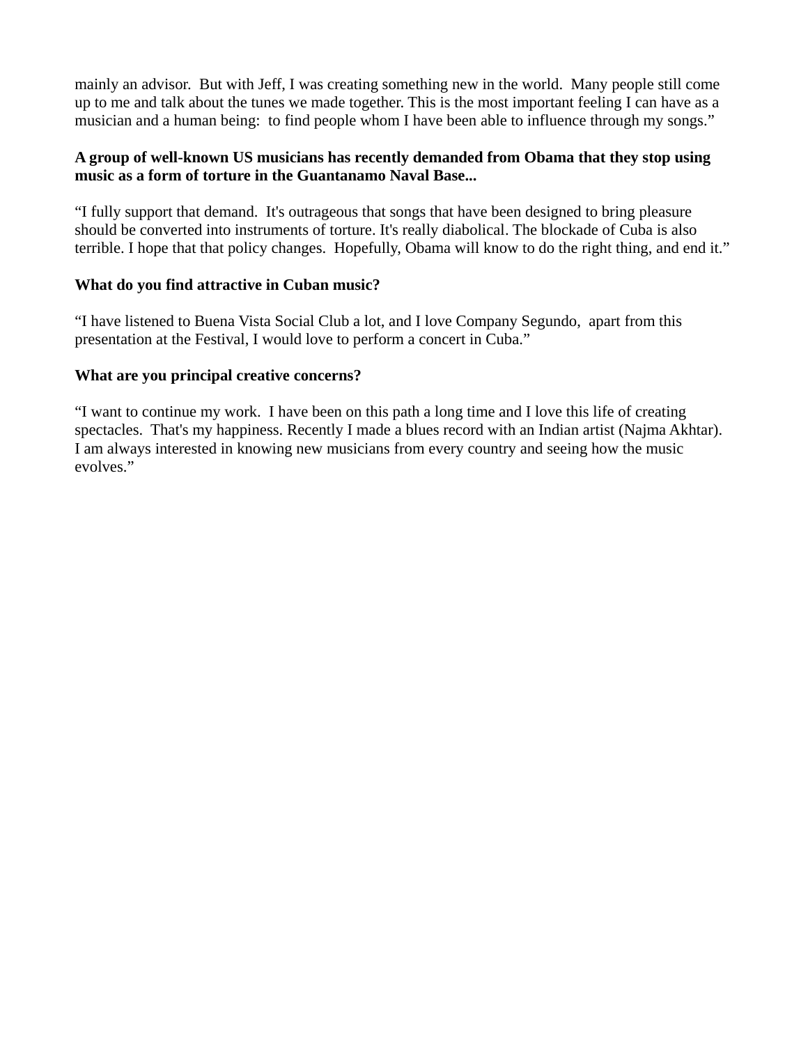mainly an advisor. But with Jeff, I was creating something new in the world. Many people still come up to me and talk about the tunes we made together. This is the most important feeling I can have as a musician and a human being: to find people whom I have been able to influence through my songs."

**A group of well-known US musicians has recently demanded from Obama that they stop using music as a form of torture in the Guantanamo Naval Base...**

"I fully support that demand. It's outrageous that songs that have been designed to bring pleasure should be converted into instruments of torture. It's really diabolical. The blockade of Cuba is also terrible. I hope that that policy changes. Hopefully, Obama will know to do the right thing, and end it."

**What do you find attractive in Cuban music?**

"I have listened to Buena Vista Social Club a lot, and I love Company Segundo, apart from this presentation at the Festival, I would love to perform a concert in Cuba."

**What are you principal creative concerns?**

"I want to continue my work. I have been on this path a long time and I love this life of creating spectacles. That's my happiness. Recently I made a blues record with an Indian artist (Najma Akhtar). I am always interested in knowing new musicians from every country and seeing how the music evolves."